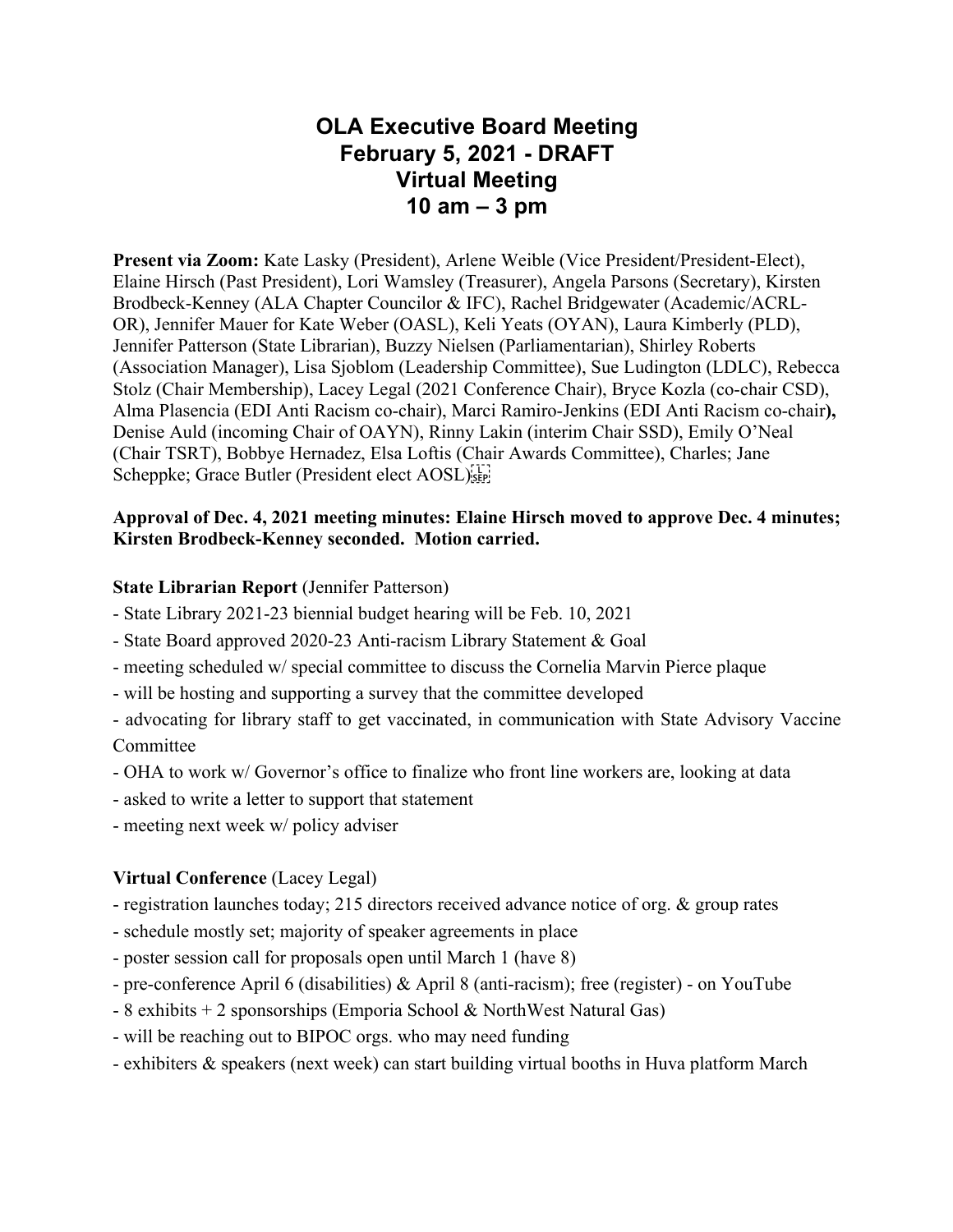# OLA Executive Board Meeting
# February 5, 2021 - DRAFT
# Virtual Meeting
# 10 am – 3 pm

**Present via Zoom:** Kate Lasky (President), Arlene Weible (Vice President/President-Elect), Elaine Hirsch (Past President), Lori Wamsley (Treasurer), Angela Parsons (Secretary), Kirsten Brodbeck-Kenney (ALA Chapter Councilor & IFC), Rachel Bridgewater (Academic/ACRL-OR), Jennifer Mauer for Kate Weber (OASL), Keli Yeats (OYAN), Laura Kimberly (PLD), Jennifer Patterson (State Librarian), Buzzy Nielsen (Parliamentarian), Shirley Roberts (Association Manager), Lisa Sjoblom (Leadership Committee), Sue Ludington (LDLC), Rebecca Stolz (Chair Membership), Lacey Legal (2021 Conference Chair), Bryce Kozla (co-chair CSD), Alma Plasencia (EDI Anti Racism co-chair), Marci Ramiro-Jenkins (EDI Anti Racism co-chair**),** Denise Auld (incoming Chair of OAYN), Rinny Lakin (interim Chair SSD), Emily O'Neal (Chair TSRT), Bobbye Hernadez, Elsa Loftis (Chair Awards Committee), Charles; Jane Scheppke; Grace Butler (President elect AOSL)

**Approval of Dec. 4, 2021 meeting minutes: Elaine Hirsch moved to approve Dec. 4 minutes; Kirsten Brodbeck-Kenney seconded. Motion carried.**

**State Librarian Report** (Jennifer Patterson)

- State Library 2021-23 biennial budget hearing will be Feb. 10, 2021
- State Board approved 2020-23 Anti-racism Library Statement & Goal
- meeting scheduled w/ special committee to discuss the Cornelia Marvin Pierce plaque
- will be hosting and supporting a survey that the committee developed
- advocating for library staff to get vaccinated, in communication with State Advisory Vaccine Committee
- OHA to work w/ Governor's office to finalize who front line workers are, looking at data
- asked to write a letter to support that statement
- meeting next week w/ policy adviser

**Virtual Conference** (Lacey Legal)

- registration launches today; 215 directors received advance notice of org. & group rates
- schedule mostly set; majority of speaker agreements in place
- poster session call for proposals open until March 1 (have 8)
- pre-conference April 6 (disabilities) & April 8 (anti-racism); free (register) - on YouTube
- 8 exhibits + 2 sponsorships (Emporia School & NorthWest Natural Gas)
- will be reaching out to BIPOC orgs. who may need funding
- exhibiters & speakers (next week) can start building virtual booths in Huva platform March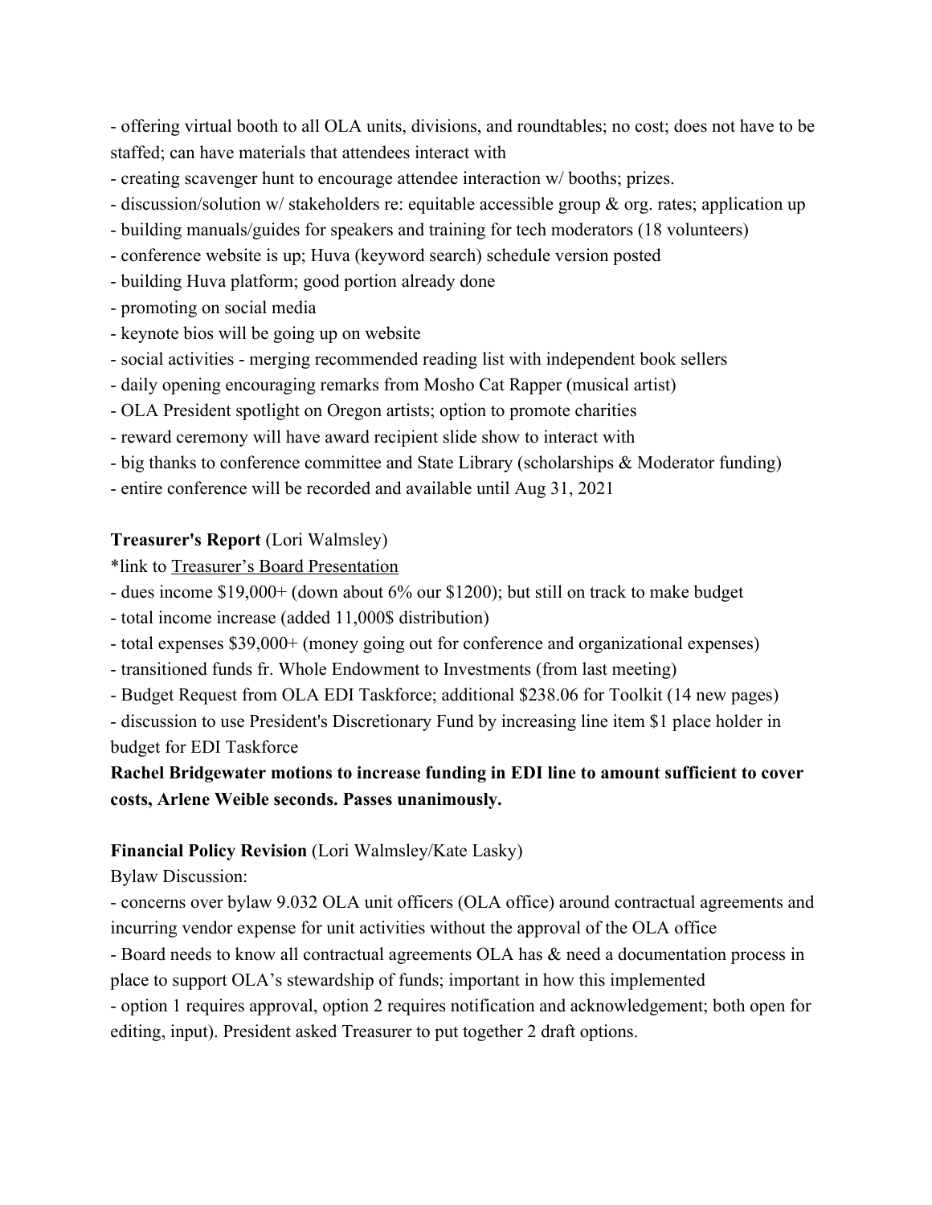- offering virtual booth to all OLA units, divisions, and roundtables; no cost; does not have to be staffed; can have materials that attendees interact with
- creating scavenger hunt to encourage attendee interaction w/ booths; prizes.
- discussion/solution w/ stakeholders re: equitable accessible group & org. rates; application up
- building manuals/guides for speakers and training for tech moderators (18 volunteers)
- conference website is up; Huva (keyword search) schedule version posted
- building Huva platform; good portion already done
- promoting on social media
- keynote bios will be going up on website
- social activities - merging recommended reading list with independent book sellers
- daily opening encouraging remarks from Mosho Cat Rapper (musical artist)
- OLA President spotlight on Oregon artists; option to promote charities
- reward ceremony will have award recipient slide show to interact with
- big thanks to conference committee and State Library (scholarships & Moderator funding)
- entire conference will be recorded and available until Aug 31, 2021

**Treasurer's Report** (Lori Walmsley)

*link to Treasurer's Board Presentation

- dues income $19,000+ (down about 6% our $1200); but still on track to make budget
- total income increase (added 11,000$ distribution)
- total expenses $39,000+ (money going out for conference and organizational expenses)
- transitioned funds fr. Whole Endowment to Investments (from last meeting)
- Budget Request from OLA EDI Taskforce; additional $238.06 for Toolkit (14 new pages)
- discussion to use President's Discretionary Fund by increasing line item $1 place holder in budget for EDI Taskforce

**Rachel Bridgewater motions to increase funding in EDI line to amount sufficient to cover costs, Arlene Weible seconds. Passes unanimously.**

**Financial Policy Revision** (Lori Walmsley/Kate Lasky)

Bylaw Discussion:

- concerns over bylaw 9.032 OLA unit officers (OLA office) around contractual agreements and incurring vendor expense for unit activities without the approval of the OLA office
- Board needs to know all contractual agreements OLA has & need a documentation process in place to support OLA's stewardship of funds; important in how this implemented
- option 1 requires approval, option 2 requires notification and acknowledgement; both open for editing, input). President asked Treasurer to put together 2 draft options.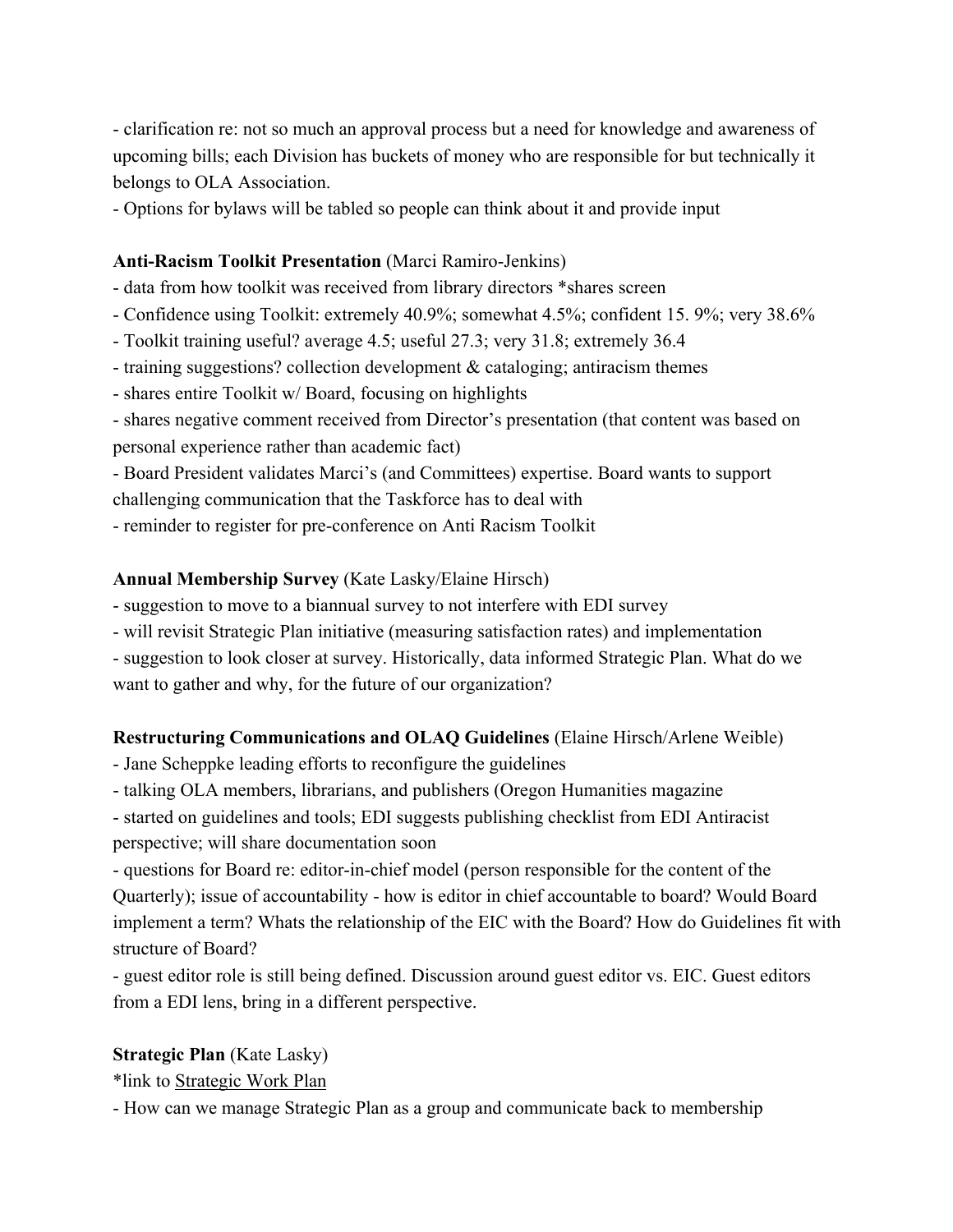- clarification re: not so much an approval process but a need for knowledge and awareness of upcoming bills; each Division has buckets of money who are responsible for but technically it belongs to OLA Association.
- Options for bylaws will be tabled so people can think about it and provide input

**Anti-Racism Toolkit Presentation** (Marci Ramiro-Jenkins)
- data from how toolkit was received from library directors *shares screen
- Confidence using Toolkit: extremely 40.9%; somewhat 4.5%; confident 15. 9%; very 38.6%
- Toolkit training useful? average 4.5; useful 27.3; very 31.8; extremely 36.4
- training suggestions? collection development & cataloging; antiracism themes
- shares entire Toolkit w/ Board, focusing on highlights
- shares negative comment received from Director's presentation (that content was based on personal experience rather than academic fact)
- Board President validates Marci's (and Committees) expertise. Board wants to support challenging communication that the Taskforce has to deal with
- reminder to register for pre-conference on Anti Racism Toolkit

**Annual Membership Survey** (Kate Lasky/Elaine Hirsch)
- suggestion to move to a biannual survey to not interfere with EDI survey
- will revisit Strategic Plan initiative (measuring satisfaction rates) and implementation
- suggestion to look closer at survey. Historically, data informed Strategic Plan. What do we want to gather and why, for the future of our organization?

**Restructuring Communications and OLAQ Guidelines** (Elaine Hirsch/Arlene Weible)
- Jane Scheppke leading efforts to reconfigure the guidelines
- talking OLA members, librarians, and publishers (Oregon Humanities magazine
- started on guidelines and tools; EDI suggests publishing checklist from EDI Antiracist perspective; will share documentation soon
- questions for Board re: editor-in-chief model (person responsible for the content of the Quarterly); issue of accountability - how is editor in chief accountable to board? Would Board implement a term? Whats the relationship of the EIC with the Board? How do Guidelines fit with structure of Board?
- guest editor role is still being defined. Discussion around guest editor vs. EIC. Guest editors from a EDI lens, bring in a different perspective.

**Strategic Plan** (Kate Lasky)
*link to Strategic Work Plan
- How can we manage Strategic Plan as a group and communicate back to membership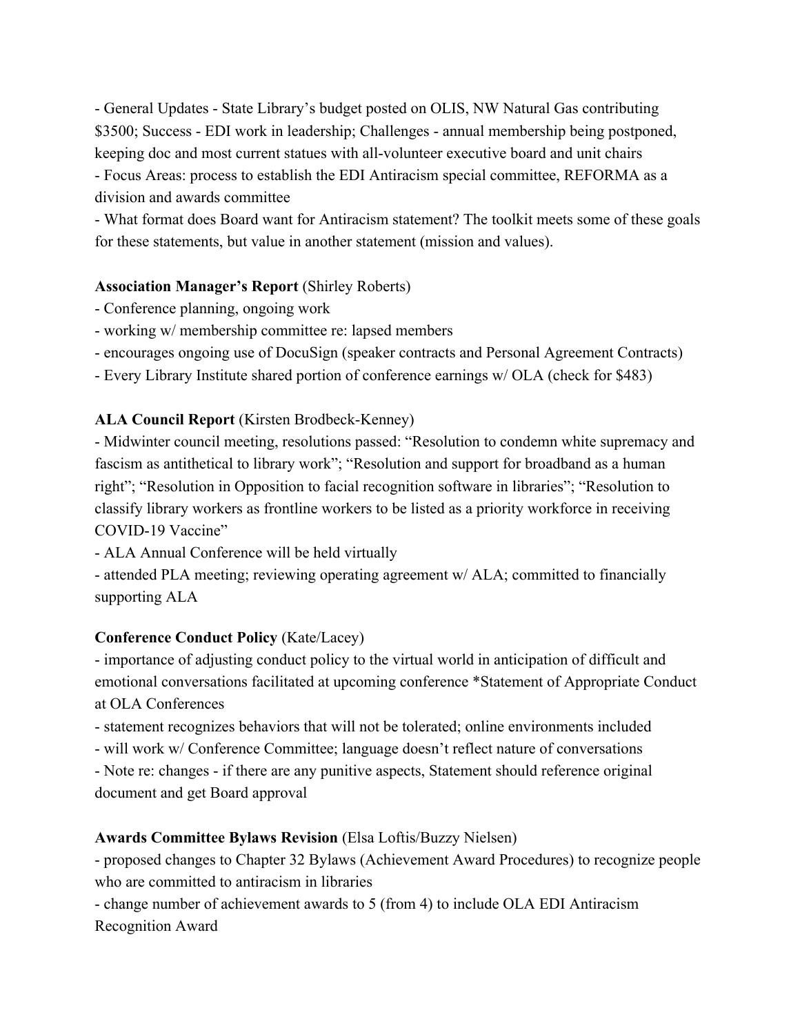- General Updates - State Library's budget posted on OLIS, NW Natural Gas contributing $3500; Success - EDI work in leadership; Challenges - annual membership being postponed, keeping doc and most current statues with all-volunteer executive board and unit chairs
- Focus Areas: process to establish the EDI Antiracism special committee, REFORMA as a division and awards committee
- What format does Board want for Antiracism statement? The toolkit meets some of these goals for these statements, but value in another statement (mission and values).

**Association Manager's Report** (Shirley Roberts)

- Conference planning, ongoing work
- working w/ membership committee re: lapsed members
- encourages ongoing use of DocuSign (speaker contracts and Personal Agreement Contracts)
- Every Library Institute shared portion of conference earnings w/ OLA (check for $483)

**ALA Council Report** (Kirsten Brodbeck-Kenney)

- Midwinter council meeting, resolutions passed: "Resolution to condemn white supremacy and fascism as antithetical to library work"; "Resolution and support for broadband as a human right"; "Resolution in Opposition to facial recognition software in libraries"; "Resolution to classify library workers as frontline workers to be listed as a priority workforce in receiving COVID-19 Vaccine"
- ALA Annual Conference will be held virtually
- attended PLA meeting; reviewing operating agreement w/ ALA; committed to financially supporting ALA

**Conference Conduct Policy** (Kate/Lacey)

- importance of adjusting conduct policy to the virtual world in anticipation of difficult and emotional conversations facilitated at upcoming conference *Statement of Appropriate Conduct at OLA Conferences
- statement recognizes behaviors that will not be tolerated; online environments included
- will work w/ Conference Committee; language doesn't reflect nature of conversations
- Note re: changes - if there are any punitive aspects, Statement should reference original document and get Board approval

**Awards Committee Bylaws Revision** (Elsa Loftis/Buzzy Nielsen)

- proposed changes to Chapter 32 Bylaws (Achievement Award Procedures) to recognize people who are committed to antiracism in libraries
- change number of achievement awards to 5 (from 4) to include OLA EDI Antiracism Recognition Award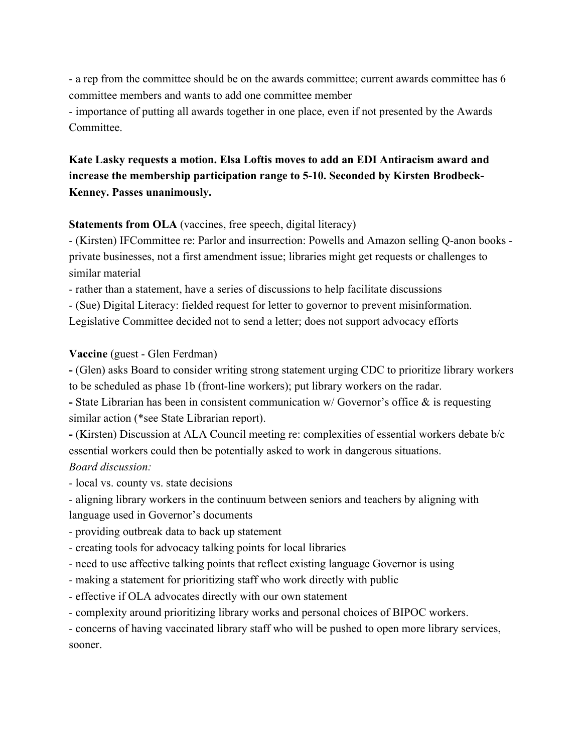- a rep from the committee should be on the awards committee; current awards committee has 6 committee members and wants to add one committee member
- importance of putting all awards together in one place, even if not presented by the Awards Committee.

**Kate Lasky requests a motion. Elsa Loftis moves to add an EDI Antiracism award and increase the membership participation range to 5-10. Seconded by Kirsten Brodbeck-Kenney. Passes unanimously.**

**Statements from OLA** (vaccines, free speech, digital literacy)
- (Kirsten) IFCommittee re: Parlor and insurrection: Powells and Amazon selling Q-anon books - private businesses, not a first amendment issue; libraries might get requests or challenges to similar material
- rather than a statement, have a series of discussions to help facilitate discussions
- (Sue) Digital Literacy: fielded request for letter to governor to prevent misinformation. Legislative Committee decided not to send a letter; does not support advocacy efforts

**Vaccine** (guest - Glen Ferdman)
**-** (Glen) asks Board to consider writing strong statement urging CDC to prioritize library workers to be scheduled as phase 1b (front-line workers); put library workers on the radar.
**-** State Librarian has been in consistent communication w/ Governor's office & is requesting similar action (*see State Librarian report).
**-** (Kirsten) Discussion at ALA Council meeting re: complexities of essential workers debate b/c essential workers could then be potentially asked to work in dangerous situations.
*Board discussion:*
- local vs. county vs. state decisions
- aligning library workers in the continuum between seniors and teachers by aligning with language used in Governor's documents
- providing outbreak data to back up statement
- creating tools for advocacy talking points for local libraries
- need to use affective talking points that reflect existing language Governor is using
- making a statement for prioritizing staff who work directly with public
- effective if OLA advocates directly with our own statement
- complexity around prioritizing library works and personal choices of BIPOC workers.
- concerns of having vaccinated library staff who will be pushed to open more library services, sooner.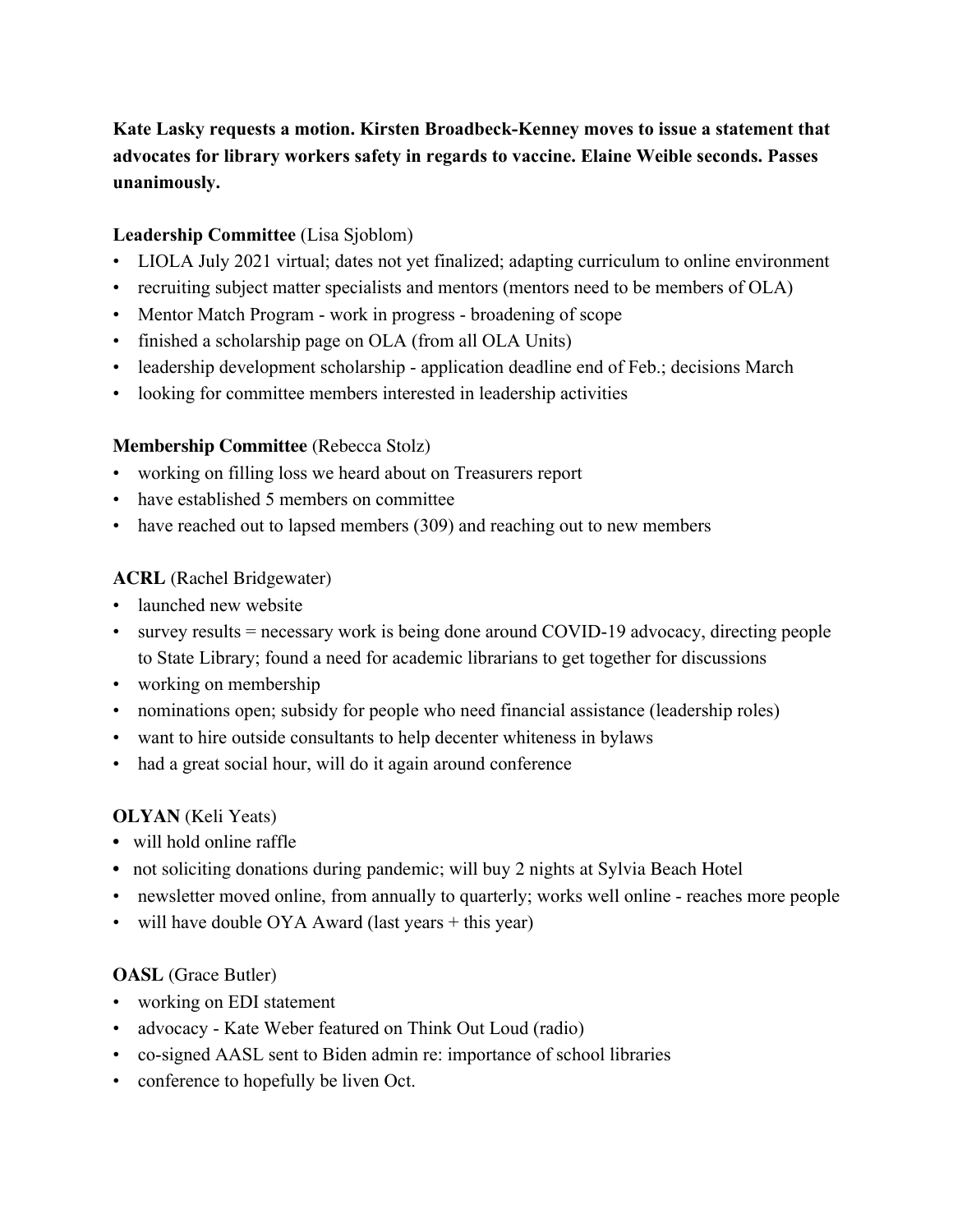**Kate Lasky requests a motion. Kirsten Broadbeck-Kenney moves to issue a statement that advocates for library workers safety in regards to vaccine. Elaine Weible seconds. Passes unanimously.**

**Leadership Committee** (Lisa Sjoblom)

- LIOLA July 2021 virtual; dates not yet finalized; adapting curriculum to online environment
- recruiting subject matter specialists and mentors (mentors need to be members of OLA)
- Mentor Match Program - work in progress - broadening of scope
- finished a scholarship page on OLA (from all OLA Units)
- leadership development scholarship - application deadline end of Feb.; decisions March
- looking for committee members interested in leadership activities

**Membership Committee** (Rebecca Stolz)

- working on filling loss we heard about on Treasurers report
- have established 5 members on committee
- have reached out to lapsed members (309) and reaching out to new members

**ACRL** (Rachel Bridgewater)

- launched new website
- survey results = necessary work is being done around COVID-19 advocacy, directing people to State Library; found a need for academic librarians to get together for discussions
- working on membership
- nominations open; subsidy for people who need financial assistance (leadership roles)
- want to hire outside consultants to help decenter whiteness in bylaws
- had a great social hour, will do it again around conference

**OLYAN** (Keli Yeats)

- will hold online raffle
- not soliciting donations during pandemic; will buy 2 nights at Sylvia Beach Hotel
- newsletter moved online, from annually to quarterly; works well online - reaches more people
- will have double OYA Award (last years + this year)

**OASL** (Grace Butler)

- working on EDI statement
- advocacy - Kate Weber featured on Think Out Loud (radio)
- co-signed AASL sent to Biden admin re: importance of school libraries
- conference to hopefully be liven Oct.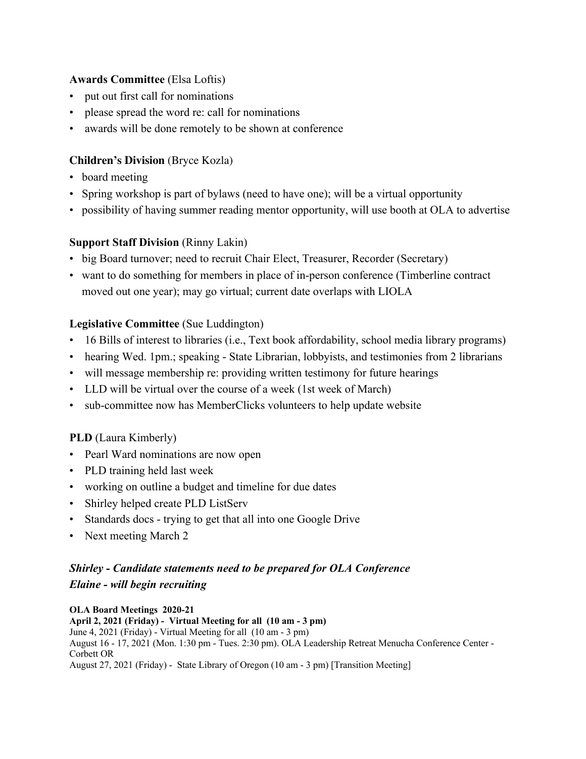**Awards Committee** (Elsa Loftis)

- put out first call for nominations
- please spread the word re: call for nominations
- awards will be done remotely to be shown at conference

**Children's Division** (Bryce Kozla)

- board meeting
- Spring workshop is part of bylaws (need to have one); will be a virtual opportunity
- possibility of having summer reading mentor opportunity, will use booth at OLA to advertise

**Support Staff Division** (Rinny Lakin)

- big Board turnover; need to recruit Chair Elect, Treasurer, Recorder (Secretary)
- want to do something for members in place of in-person conference (Timberline contract moved out one year); may go virtual; current date overlaps with LIOLA

**Legislative Committee** (Sue Luddington)

- 16 Bills of interest to libraries (i.e., Text book affordability, school media library programs)
- hearing Wed. 1pm.; speaking - State Librarian, lobbyists, and testimonies from 2 librarians
- will message membership re: providing written testimony for future hearings
- LLD will be virtual over the course of a week (1st week of March)
- sub-committee now has MemberClicks volunteers to help update website

**PLD** (Laura Kimberly)

- Pearl Ward nominations are now open
- PLD training held last week
- working on outline a budget and timeline for due dates
- Shirley helped create PLD ListServ
- Standards docs - trying to get that all into one Google Drive
- Next meeting March 2

***Shirley - Candidate statements need to be prepared for OLA Conference***
***Elaine - will begin recruiting***

**OLA Board Meetings 2020-21**
**April 2, 2021 (Friday) - Virtual Meeting for all (10 am - 3 pm)**
June 4, 2021 (Friday) - Virtual Meeting for all (10 am - 3 pm)
August 16 - 17, 2021 (Mon. 1:30 pm - Tues. 2:30 pm). OLA Leadership Retreat Menucha Conference Center - Corbett OR
August 27, 2021 (Friday) - State Library of Oregon (10 am - 3 pm) [Transition Meeting]